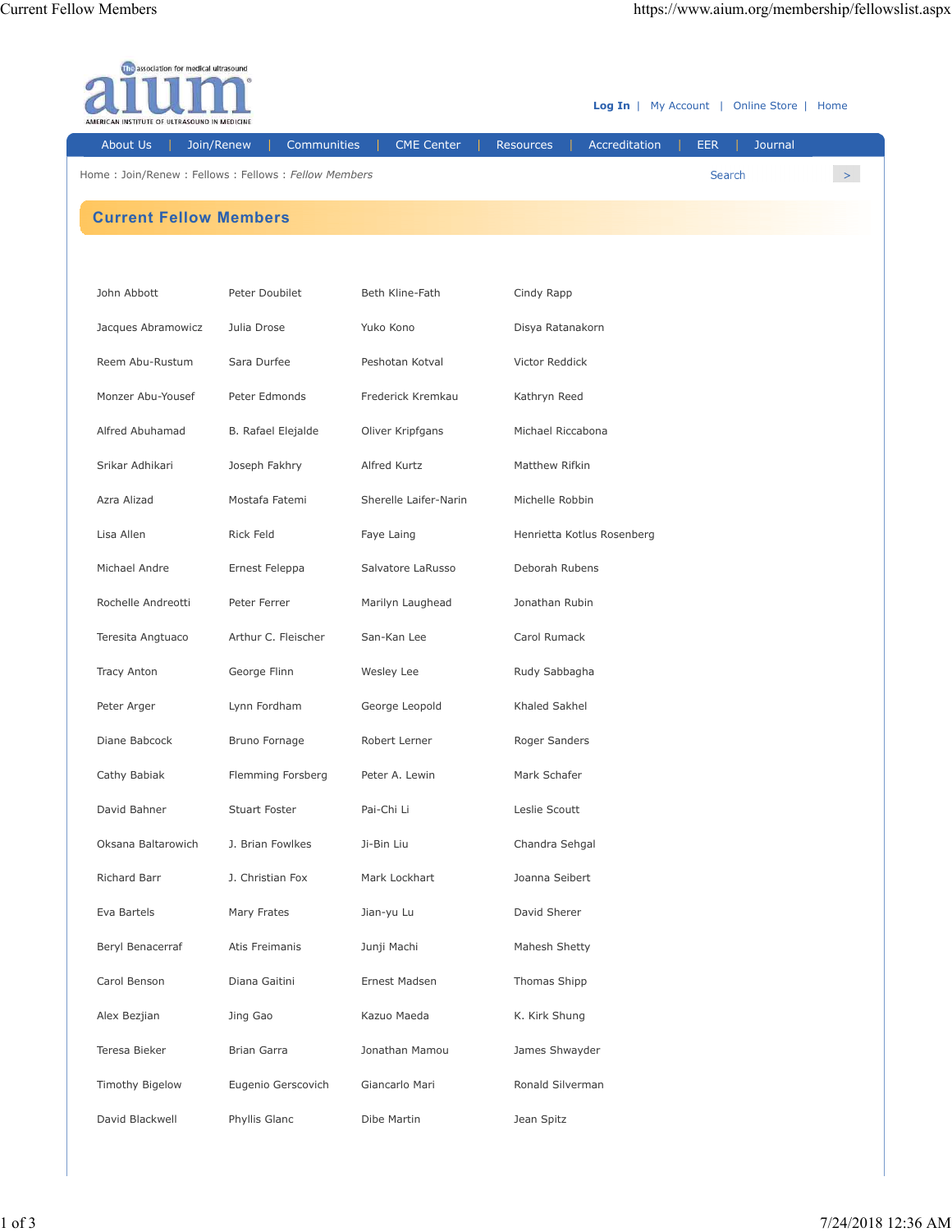# Current Fellow Members

| | | | |
|---|---|---|---|
| John Abbott | Peter Doubilet | Beth Kline-Fath | Cindy Rapp |
| Jacques Abramowicz | Julia Drose | Yuko Kono | Disya Ratanakorn |
| Reem Abu-Rustum | Sara Durfee | Peshotan Kotval | Victor Reddick |
| Monzer Abu-Yousef | Peter Edmonds | Frederick Kremkau | Kathryn Reed |
| Alfred Abuhamad | B. Rafael Elejalde | Oliver Kripfgans | Michael Riccabona |
| Srikar Adhikari | Joseph Fakhry | Alfred Kurtz | Matthew Rifkin |
| Azra Alizad | Mostafa Fatemi | Sherelle Laifer-Narin | Michelle Robbin |
| Lisa Allen | Rick Feld | Faye Laing | Henrietta Kotlus Rosenberg |
| Michael Andre | Ernest Feleppa | Salvatore LaRusso | Deborah Rubens |
| Rochelle Andreotti | Peter Ferrer | Marilyn Laughead | Jonathan Rubin |
| Teresita Angtuaco | Arthur C. Fleischer | San-Kan Lee | Carol Rumack |
| Tracy Anton | George Flinn | Wesley Lee | Rudy Sabbagha |
| Peter Arger | Lynn Fordham | George Leopold | Khaled Sakhel |
| Diane Babcock | Bruno Fornage | Robert Lerner | Roger Sanders |
| Cathy Babiak | Flemming Forsberg | Peter A. Lewin | Mark Schafer |
| David Bahner | Stuart Foster | Pai-Chi Li | Leslie Scoutt |
| Oksana Baltarowich | J. Brian Fowlkes | Ji-Bin Liu | Chandra Sehgal |
| Richard Barr | J. Christian Fox | Mark Lockhart | Joanna Seibert |
| Eva Bartels | Mary Frates | Jian-yu Lu | David Sherer |
| Beryl Benacerraf | Atis Freimanis | Junji Machi | Mahesh Shetty |
| Carol Benson | Diana Gaitini | Ernest Madsen | Thomas Shipp |
| Alex Bezjian | Jing Gao | Kazuo Maeda | K. Kirk Shung |
| Teresa Bieker | Brian Garra | Jonathan Mamou | James Shwayder |
| Timothy Bigelow | Eugenio Gerscovich | Giancarlo Mari | Ronald Silverman |
| David Blackwell | Phyllis Glanc | Dibe Martin | Jean Spitz |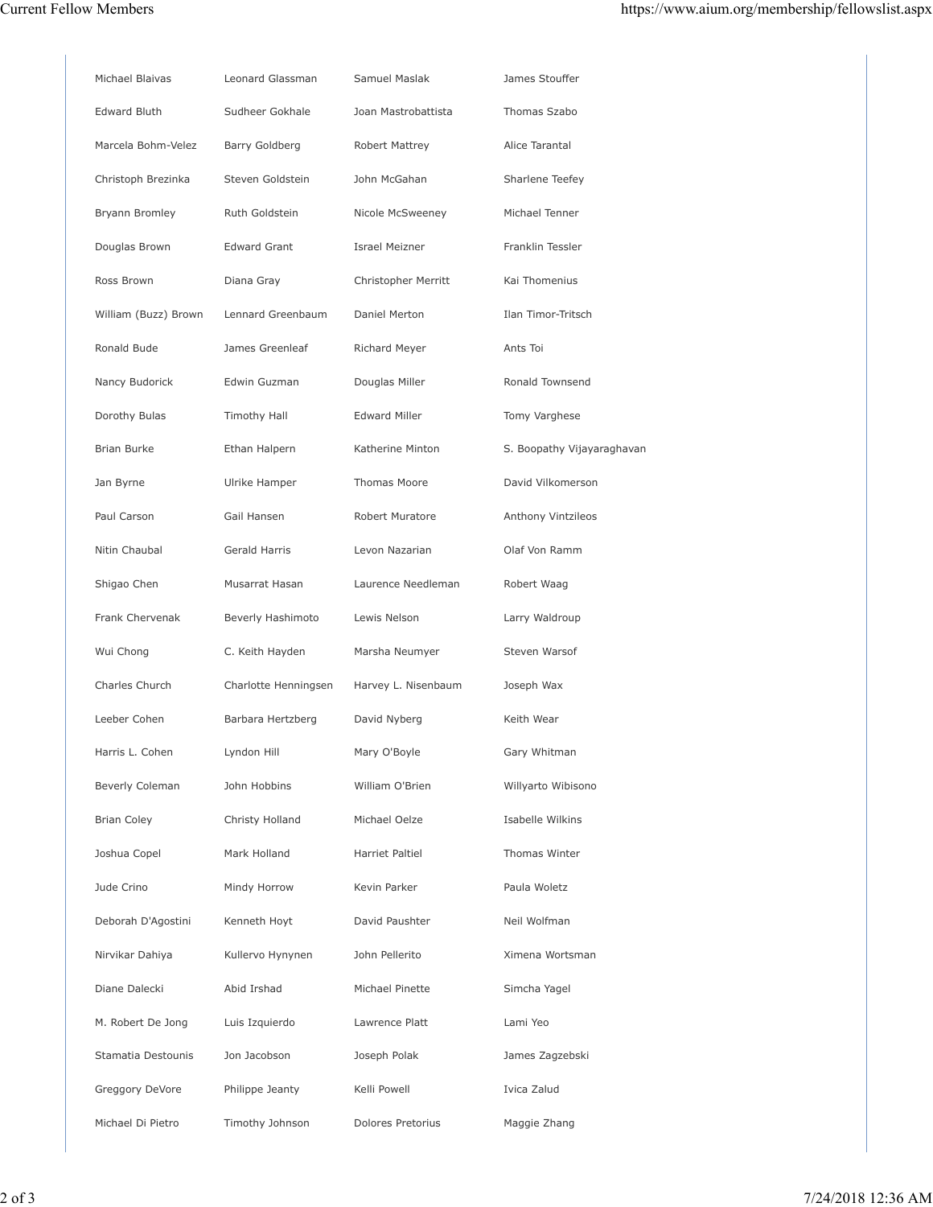| | | | |
|---|---|---|---|
| Michael Blaivas | Leonard Glassman | Samuel Maslak | James Stouffer |
| Edward Bluth | Sudheer Gokhale | Joan Mastrobattista | Thomas Szabo |
| Marcela Bohm-Velez | Barry Goldberg | Robert Mattrey | Alice Tarantal |
| Christoph Brezinka | Steven Goldstein | John McGahan | Sharlene Teefey |
| Bryann Bromley | Ruth Goldstein | Nicole McSweeney | Michael Tenner |
| Douglas Brown | Edward Grant | Israel Meizner | Franklin Tessler |
| Ross Brown | Diana Gray | Christopher Merritt | Kai Thomenius |
| William (Buzz) Brown | Lennard Greenbaum | Daniel Merton | Ilan Timor-Tritsch |
| Ronald Bude | James Greenleaf | Richard Meyer | Ants Toi |
| Nancy Budorick | Edwin Guzman | Douglas Miller | Ronald Townsend |
| Dorothy Bulas | Timothy Hall | Edward Miller | Tomy Varghese |
| Brian Burke | Ethan Halpern | Katherine Minton | S. Boopathy Vijayaraghavan |
| Jan Byrne | Ulrike Hamper | Thomas Moore | David Vilkomerson |
| Paul Carson | Gail Hansen | Robert Muratore | Anthony Vintzileos |
| Nitin Chaubal | Gerald Harris | Levon Nazarian | Olaf Von Ramm |
| Shigao Chen | Musarrat Hasan | Laurence Needleman | Robert Waag |
| Frank Chervenak | Beverly Hashimoto | Lewis Nelson | Larry Waldroup |
| Wui Chong | C. Keith Hayden | Marsha Neumyer | Steven Warsof |
| Charles Church | Charlotte Henningsen | Harvey L. Nisenbaum | Joseph Wax |
| Leeber Cohen | Barbara Hertzberg | David Nyberg | Keith Wear |
| Harris L. Cohen | Lyndon Hill | Mary O'Boyle | Gary Whitman |
| Beverly Coleman | John Hobbins | William O'Brien | Willyarto Wibisono |
| Brian Coley | Christy Holland | Michael Oelze | Isabelle Wilkins |
| Joshua Copel | Mark Holland | Harriet Paltiel | Thomas Winter |
| Jude Crino | Mindy Horrow | Kevin Parker | Paula Woletz |
| Deborah D'Agostini | Kenneth Hoyt | David Paushter | Neil Wolfman |
| Nirvikar Dahiya | Kullervo Hynynen | John Pellerito | Ximena Wortsman |
| Diane Dalecki | Abid Irshad | Michael Pinette | Simcha Yagel |
| M. Robert De Jong | Luis Izquierdo | Lawrence Platt | Lami Yeo |
| Stamatia Destounis | Jon Jacobson | Joseph Polak | James Zagzebski |
| Greggory DeVore | Philippe Jeanty | Kelli Powell | Ivica Zalud |
| Michael Di Pietro | Timothy Johnson | Dolores Pretorius | Maggie Zhang |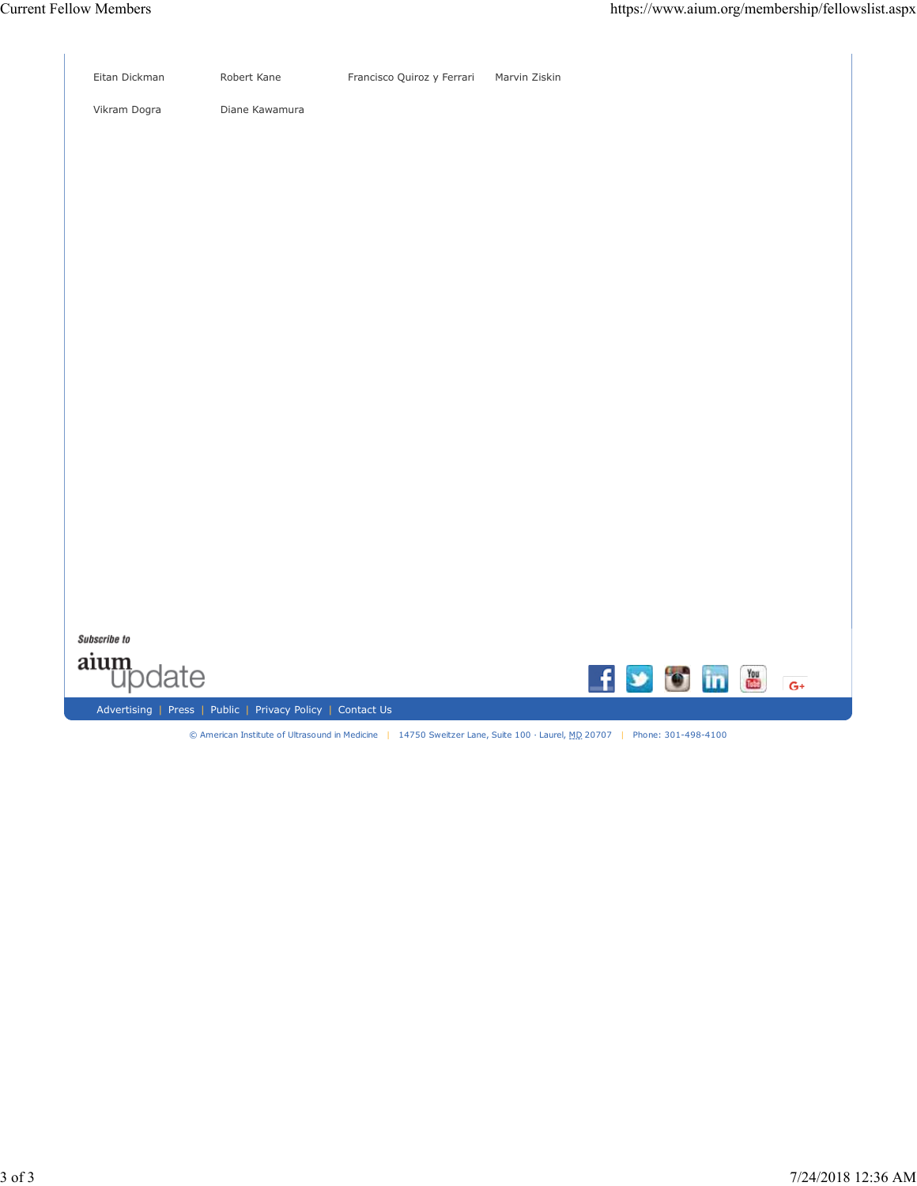| | | | |
|---|---|---|---|
| Eitan Dickman | Robert Kane | Francisco Quiroz y Ferrari | Marvin Ziskin |
| Vikram Dogra | Diane Kawamura | | |

Subscribe to

aium update

Advertising | Press | Public | Privacy Policy | Contact Us

© American Institute of Ultrasound in Medicine | 14750 Sweitzer Lane, Suite 100 · Laurel, MD 20707 | Phone: 301-498-4100